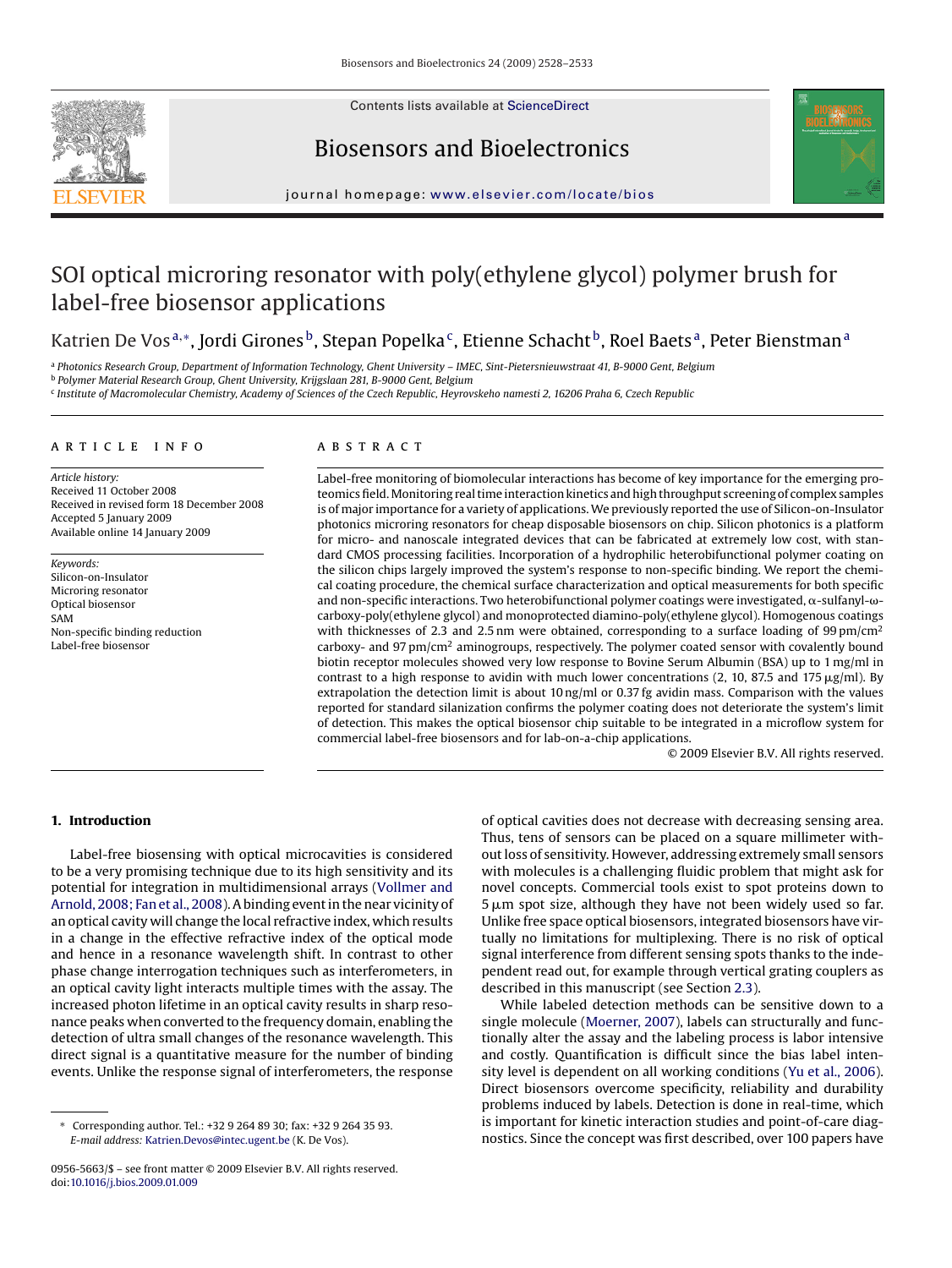# SOI optical microring resonator with poly(ethylene glycol) polymer brush for label-free biosensor applications

Katrien De Vos[a,*], Jordi Girones[b], Stepan Popelka[c], Etienne Schacht[b], Roel Baets[a], Peter Bienstman[a]

[a] *Photonics Research Group, Department of Information Technology, Ghent University – IMEC, Sint-Pietersnieuwstraat 41, B-9000 Gent, Belgium*
[b] *Polymer Material Research Group, Ghent University, Krijgslaan 281, B-9000 Gent, Belgium*
[c] *Institute of Macromolecular Chemistry, Academy of Sciences of the Czech Republic, Heyrovskeho namesti 2, 16206 Praha 6, Czech Republic*

## ARTICLE INFO

*Article history:*
Received 11 October 2008
Received in revised form 18 December 2008
Accepted 5 January 2009
Available online 14 January 2009

*Keywords:*
Silicon-on-Insulator
Microring resonator
Optical biosensor
SAM
Non-specific binding reduction
Label-free biosensor

## ABSTRACT

Label-free monitoring of biomolecular interactions has become of key importance for the emerging proteomics field. Monitoring real time interaction kinetics and high throughput screening of complex samples is of major importance for a variety of applications. We previously reported the use of Silicon-on-Insulator photonics microring resonators for cheap disposable biosensors on chip. Silicon photonics is a platform for micro- and nanoscale integrated devices that can be fabricated at extremely low cost, with standard CMOS processing facilities. Incorporation of a hydrophilic heterobifunctional polymer coating on the silicon chips largely improved the system's response to non-specific binding. We report the chemical coating procedure, the chemical surface characterization and optical measurements for both specific and non-specific interactions. Two heterobifunctional polymer coatings were investigated, α-sulfanyl-ω-carboxy-poly(ethylene glycol) and monoprotected diamino-poly(ethylene glycol). Homogenous coatings with thicknesses of 2.3 and 2.5 nm were obtained, corresponding to a surface loading of 99 pm/cm$^2$ carboxy- and 97 pm/cm$^2$ aminogroups, respectively. The polymer coated sensor with covalently bound biotin receptor molecules showed very low response to Bovine Serum Albumin (BSA) up to 1 mg/ml in contrast to a high response to avidin with much lower concentrations (2, 10, 87.5 and 175 μg/ml). By extrapolation the detection limit is about 10 ng/ml or 0.37 fg avidin mass. Comparison with the values reported for standard silanization confirms the polymer coating does not deteriorate the system's limit of detection. This makes the optical biosensor chip suitable to be integrated in a microflow system for commercial label-free biosensors and for lab-on-a-chip applications.

© 2009 Elsevier B.V. All rights reserved.

## 1. Introduction

Label-free biosensing with optical microcavities is considered to be a very promising technique due to its high sensitivity and its potential for integration in multidimensional arrays (Vollmer and Arnold, 2008; Fan et al., 2008). A binding event in the near vicinity of an optical cavity will change the local refractive index, which results in a change in the effective refractive index of the optical mode and hence in a resonance wavelength shift. In contrast to other phase change interrogation techniques such as interferometers, in an optical cavity light interacts multiple times with the assay. The increased photon lifetime in an optical cavity results in sharp resonance peaks when converted to the frequency domain, enabling the detection of ultra small changes of the resonance wavelength. This direct signal is a quantitative measure for the number of binding events. Unlike the response signal of interferometers, the response of optical cavities does not decrease with decreasing sensing area. Thus, tens of sensors can be placed on a square millimeter without loss of sensitivity. However, addressing extremely small sensors with molecules is a challenging fluidic problem that might ask for novel concepts. Commercial tools exist to spot proteins down to 5 μm spot size, although they have not been widely used so far. Unlike free space optical biosensors, integrated biosensors have virtually no limitations for multiplexing. There is no risk of optical signal interference from different sensing spots thanks to the independent read out, for example through vertical grating couplers as described in this manuscript (see Section 2.3).

While labeled detection methods can be sensitive down to a single molecule (Moerner, 2007), labels can structurally and functionally alter the assay and the labeling process is labor intensive and costly. Quantification is difficult since the bias label intensity level is dependent on all working conditions (Yu et al., 2006). Direct biosensors overcome specificity, reliability and durability problems induced by labels. Detection is done in real-time, which is important for kinetic interaction studies and point-of-care diagnostics. Since the concept was first described, over 100 papers have

---

* Corresponding author. Tel.: +32 9 264 89 30; fax: +32 9 264 35 93.
*E-mail address:* Katrien.Devos@intec.ugent.be (K. De Vos).

0956-5663/$ – see front matter © 2009 Elsevier B.V. All rights reserved.
doi:10.1016/j.bios.2009.01.009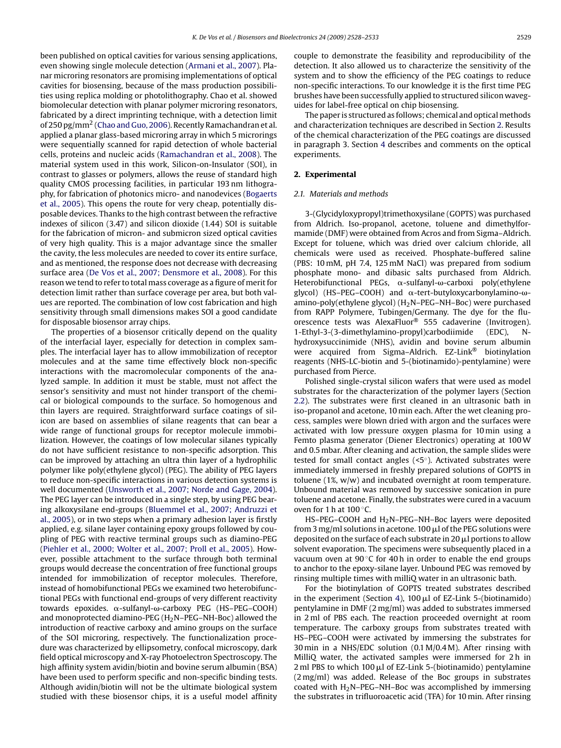been published on optical cavities for various sensing applications, even showing single molecule detection (Armani et al., 2007). Planar microring resonators are promising implementations of optical cavities for biosensing, because of the mass production possibilities using replica molding or photolithography. Chao et al. showed biomolecular detection with planar polymer microring resonators, fabricated by a direct imprinting technique, with a detection limit of 250 pg/mm$^2$ (Chao and Guo, 2006). Recently Ramachandran et al. applied a planar glass-based microring array in which 5 microrings were sequentially scanned for rapid detection of whole bacterial cells, proteins and nucleic acids (Ramachandran et al., 2008). The material system used in this work, Silicon-on-Insulator (SOI), in contrast to glasses or polymers, allows the reuse of standard high quality CMOS processing facilities, in particular 193 nm lithography, for fabrication of photonics micro- and nanodevices (Bogaerts et al., 2005). This opens the route for very cheap, potentially disposable devices. Thanks to the high contrast between the refractive indexes of silicon (3.47) and silicon dioxide (1.44) SOI is suitable for the fabrication of micron- and submicron sized optical cavities of very high quality. This is a major advantage since the smaller the cavity, the less molecules are needed to cover its entire surface, and as mentioned, the response does not decrease with decreasing surface area (De Vos et al., 2007; Densmore et al., 2008). For this reason we tend to refer to total mass coverage as a figure of merit for detection limit rather than surface coverage per area, but both values are reported. The combination of low cost fabrication and high sensitivity through small dimensions makes SOI a good candidate for disposable biosensor array chips.

The properties of a biosensor critically depend on the quality of the interfacial layer, especially for detection in complex samples. The interfacial layer has to allow immobilization of receptor molecules and at the same time effectively block non-specific interactions with the macromolecular components of the analyzed sample. In addition it must be stable, must not affect the sensor's sensitivity and must not hinder transport of the chemical or biological compounds to the surface. So homogenous and thin layers are required. Straightforward surface coatings of silicon are based on assemblies of silane reagents that can bear a wide range of functional groups for receptor molecule immobilization. However, the coatings of low molecular silanes typically do not have sufficient resistance to non-specific adsorption. This can be improved by attaching an ultra thin layer of a hydrophilic polymer like poly(ethylene glycol) (PEG). The ability of PEG layers to reduce non-specific interactions in various detection systems is well documented (Unsworth et al., 2007; Norde and Gage, 2004). The PEG layer can be introduced in a single step, by using PEG bearing alkoxysilane end-groups (Bluemmel et al., 2007; Andruzzi et al., 2005), or in two steps when a primary adhesion layer is firstly applied, e.g. silane layer containing epoxy groups followed by coupling of PEG with reactive terminal groups such as diamino-PEG (Piehler et al., 2000; Wolter et al., 2007; Proll et al., 2005). However, possible attachment to the surface through both terminal groups would decrease the concentration of free functional groups intended for immobilization of receptor molecules. Therefore, instead of homobifunctional PEGs we examined two heterobifunctional PEGs with functional end-groups of very different reactivity towards epoxides. α-sulfanyl-ω-carboxy PEG (HS–PEG–COOH) and monoprotected diamino-PEG ($H_2N$–PEG–NH-Boc) allowed the introduction of reactive carboxy and amino groups on the surface of the SOI microring, respectively. The functionalization procedure was characterized by ellipsometry, confocal microscopy, dark field optical microscopy and X-ray Photoelectron Spectroscopy. The high affinity system avidin/biotin and bovine serum albumin (BSA) have been used to perform specific and non-specific binding tests. Although avidin/biotin will not be the ultimate biological system studied with these biosensor chips, it is a useful model affinity couple to demonstrate the feasibility and reproducibility of the detection. It also allowed us to characterize the sensitivity of the system and to show the efficiency of the PEG coatings to reduce non-specific interactions. To our knowledge it is the first time PEG brushes have been successfully applied to structured silicon waveguides for label-free optical on chip biosensing.

The paper is structured as follows; chemical and optical methods and characterization techniques are described in Section 2. Results of the chemical characterization of the PEG coatings are discussed in paragraph 3. Section 4 describes and comments on the optical experiments.

## 2. Experimental

### 2.1. Materials and methods

3-(Glycidyloxypropyl)trimethoxysilane (GOPTS) was purchased from Aldrich. Iso-propanol, acetone, toluene and dimethylformamide (DMF) were obtained from Acros and from Sigma–Aldrich. Except for toluene, which was dried over calcium chloride, all chemicals were used as received. Phosphate-buffered saline (PBS: 10 mM, pH 7.4, 125 mM NaCl) was prepared from sodium phosphate mono- and dibasic salts purchased from Aldrich. Heterobifunctional PEGs, α-sulfanyl-ω-carboxi poly(ethylene glycol) (HS–PEG–COOH) and α-tert-butyloxycarbonylamino-ω-amino-poly(ethylene glycol) ($H_2N$–PEG–NH–Boc) were purchased from RAPP Polymere, Tubingen/Germany. The dye for the fluorescence tests was AlexaFluor® 555 cadaverine (Invitrogen). 1-Ethyl-3-(3-dimethylamino-propyl)carbodiimide (EDC), N-hydroxysuccinimide (NHS), avidin and bovine serum albumin were acquired from Sigma–Aldrich. EZ-Link® biotinylation reagents (NHS-LC-biotin and 5-(biotinamido)-pentylamine) were purchased from Pierce.

Polished single-crystal silicon wafers that were used as model substrates for the characterization of the polymer layers (Section 2.2). The substrates were first cleaned in an ultrasonic bath in iso-propanol and acetone, 10 min each. After the wet cleaning process, samples were blown dried with argon and the surfaces were activated with low pressure oxygen plasma for 10 min using a Femto plasma generator (Diener Electronics) operating at 100 W and 0.5 mbar. After cleaning and activation, the sample slides were tested for small contact angles (<5°). Activated substrates were immediately immersed in freshly prepared solutions of GOPTS in toluene (1%, w/w) and incubated overnight at room temperature. Unbound material was removed by successive sonication in pure toluene and acetone. Finally, the substrates were cured in a vacuum oven for 1 h at 100 °C.

HS–PEG–COOH and $H_2N$–PEG–NH–Boc layers were deposited from 3 mg/ml solutions in acetone. 100 μl of the PEG solutions were deposited on the surface of each substrate in 20 μl portions to allow solvent evaporation. The specimens were subsequently placed in a vacuum oven at 90 °C for 40 h in order to enable the end groups to anchor to the epoxy-silane layer. Unbound PEG was removed by rinsing multiple times with milliQ water in an ultrasonic bath.

For the biotinylation of GOPTS treated substrates described in the experiment (Section 4), 100 μl of EZ-Link 5-(biotinamido) pentylamine in DMF (2 mg/ml) was added to substrates immersed in 2 ml of PBS each. The reaction proceeded overnight at room temperature. The carboxy groups from substrates treated with HS–PEG–COOH were activated by immersing the substrates for 30 min in a NHS/EDC solution (0.1 M/0.4 M). After rinsing with MilliQ water, the activated samples were immersed for 2 h in 2 ml PBS to which 100 μl of EZ-Link 5-(biotinamido) pentylamine (2 mg/ml) was added. Release of the Boc groups in substrates coated with $H_2N$–PEG–NH–Boc was accomplished by immersing the substrates in trifluoroacetic acid (TFA) for 10 min. After rinsing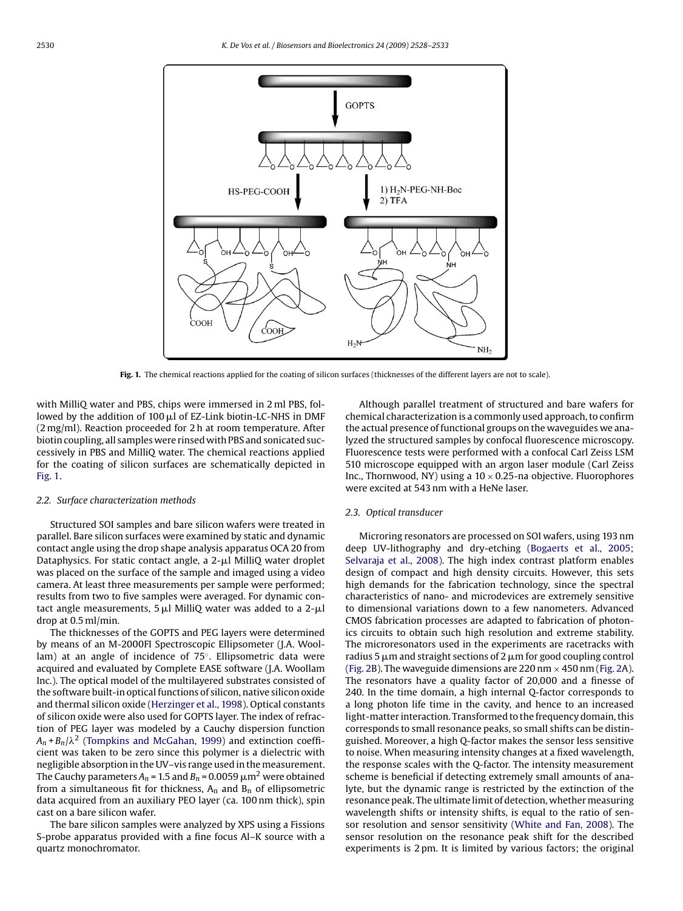Fig. 1. The chemical reactions applied for the coating of silicon surfaces (thicknesses of the different layers are not to scale).

with MilliQ water and PBS, chips were immersed in 2 ml PBS, followed by the addition of 100 μl of EZ-Link biotin-LC-NHS in DMF (2 mg/ml). Reaction proceeded for 2 h at room temperature. After biotin coupling, all samples were rinsed with PBS and sonicated successively in PBS and MilliQ water. The chemical reactions applied for the coating of silicon surfaces are schematically depicted in Fig. 1.

### 2.2. Surface characterization methods

Structured SOI samples and bare silicon wafers were treated in parallel. Bare silicon surfaces were examined by static and dynamic contact angle using the drop shape analysis apparatus OCA 20 from Dataphysics. For static contact angle, a 2-μl MilliQ water droplet was placed on the surface of the sample and imaged using a video camera. At least three measurements per sample were performed; results from two to five samples were averaged. For dynamic contact angle measurements, 5 μl MilliQ water was added to a 2-μl drop at 0.5 ml/min.

The thicknesses of the GOPTS and PEG layers were determined by means of an M-2000FI Spectroscopic Ellipsometer (J.A. Woollam) at an angle of incidence of 75°. Ellipsometric data were acquired and evaluated by Complete EASE software (J.A. Woollam Inc.). The optical model of the multilayered substrates consisted of the software built-in optical functions of silicon, native silicon oxide and thermal silicon oxide (Herzinger et al., 1998). Optical constants of silicon oxide were also used for GOPTS layer. The index of refraction of PEG layer was modeled by a Cauchy dispersion function $A_n + B_n/\lambda^2$ (Tompkins and McGahan, 1999) and extinction coefficient was taken to be zero since this polymer is a dielectric with negligible absorption in the UV–vis range used in the measurement. The Cauchy parameters $A_n = 1.5$ and $B_n = 0.0059\ \mu\text{m}^2$ were obtained from a simultaneous fit for thickness, $A_n$ and $B_n$ of ellipsometric data acquired from an auxiliary PEO layer (ca. 100 nm thick), spin cast on a bare silicon wafer.

The bare silicon samples were analyzed by XPS using a Fissions S-probe apparatus provided with a fine focus Al–K source with a quartz monochromator.

Although parallel treatment of structured and bare wafers for chemical characterization is a commonly used approach, to confirm the actual presence of functional groups on the waveguides we analyzed the structured samples by confocal fluorescence microscopy. Fluorescence tests were performed with a confocal Carl Zeiss LSM 510 microscope equipped with an argon laser module (Carl Zeiss Inc., Thornwood, NY) using a 10 × 0.25-na objective. Fluorophores were excited at 543 nm with a HeNe laser.

### 2.3. Optical transducer

Microring resonators are processed on SOI wafers, using 193 nm deep UV-lithography and dry-etching (Bogaerts et al., 2005; Selvaraja et al., 2008). The high index contrast platform enables design of compact and high density circuits. However, this sets high demands for the fabrication technology, since the spectral characteristics of nano- and microdevices are extremely sensitive to dimensional variations down to a few nanometers. Advanced CMOS fabrication processes are adapted to fabrication of photonics circuits to obtain such high resolution and extreme stability. The microresonators used in the experiments are racetracks with radius 5 μm and straight sections of 2 μm for good coupling control (Fig. 2B). The waveguide dimensions are 220 nm × 450 nm (Fig. 2A). The resonators have a quality factor of 20,000 and a finesse of 240. In the time domain, a high internal Q-factor corresponds to a long photon life time in the cavity, and hence to an increased light-matter interaction. Transformed to the frequency domain, this corresponds to small resonance peaks, so small shifts can be distinguished. Moreover, a high Q-factor makes the sensor less sensitive to noise. When measuring intensity changes at a fixed wavelength, the response scales with the Q-factor. The intensity measurement scheme is beneficial if detecting extremely small amounts of analyte, but the dynamic range is restricted by the extinction of the resonance peak. The ultimate limit of detection, whether measuring wavelength shifts or intensity shifts, is equal to the ratio of sensor resolution and sensor sensitivity (White and Fan, 2008). The sensor resolution on the resonance peak shift for the described experiments is 2 pm. It is limited by various factors; the original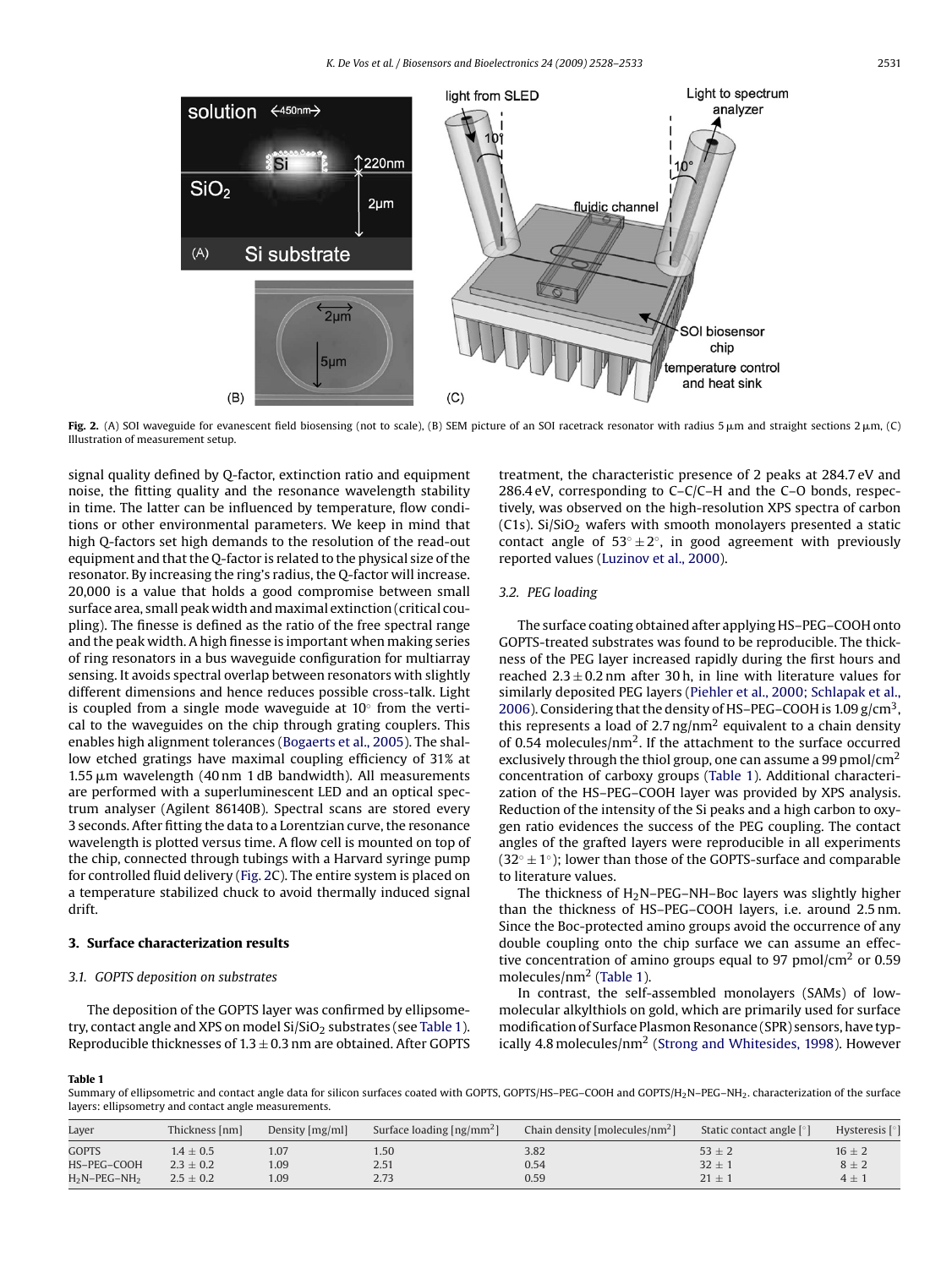**Fig. 2.** (A) SOI waveguide for evanescent field biosensing (not to scale), (B) SEM picture of an SOI racetrack resonator with radius 5 μm and straight sections 2 μm, (C) Illustration of measurement setup.

signal quality defined by Q-factor, extinction ratio and equipment noise, the fitting quality and the resonance wavelength stability in time. The latter can be influenced by temperature, flow conditions or other environmental parameters. We keep in mind that high Q-factors set high demands to the resolution of the read-out equipment and that the Q-factor is related to the physical size of the resonator. By increasing the ring's radius, the Q-factor will increase. 20,000 is a value that holds a good compromise between small surface area, small peak width and maximal extinction (critical coupling). The finesse is defined as the ratio of the free spectral range and the peak width. A high finesse is important when making series of ring resonators in a bus waveguide configuration for multiarray sensing. It avoids spectral overlap between resonators with slightly different dimensions and hence reduces possible cross-talk. Light is coupled from a single mode waveguide at 10° from the vertical to the waveguides on the chip through grating couplers. This enables high alignment tolerances (Bogaerts et al., 2005). The shallow etched gratings have maximal coupling efficiency of 31% at 1.55 μm wavelength (40 nm 1 dB bandwidth). All measurements are performed with a superluminescent LED and an optical spectrum analyser (Agilent 86140B). Spectral scans are stored every 3 seconds. After fitting the data to a Lorentzian curve, the resonance wavelength is plotted versus time. A flow cell is mounted on top of the chip, connected through tubings with a Harvard syringe pump for controlled fluid delivery (Fig. 2C). The entire system is placed on a temperature stabilized chuck to avoid thermally induced signal drift.

## 3. Surface characterization results

### 3.1. GOPTS deposition on substrates

The deposition of the GOPTS layer was confirmed by ellipsometry, contact angle and XPS on model $Si/SiO_2$ substrates (see Table 1). Reproducible thicknesses of 1.3 ± 0.3 nm are obtained. After GOPTS treatment, the characteristic presence of 2 peaks at 284.7 eV and 286.4 eV, corresponding to C–C/C–H and the C–O bonds, respectively, was observed on the high-resolution XPS spectra of carbon (C1s). $Si/SiO_2$ wafers with smooth monolayers presented a static contact angle of 53° ± 2°, in good agreement with previously reported values (Luzinov et al., 2000).

### 3.2. PEG loading

The surface coating obtained after applying HS–PEG–COOH onto GOPTS-treated substrates was found to be reproducible. The thickness of the PEG layer increased rapidly during the first hours and reached 2.3 ± 0.2 nm after 30 h, in line with literature values for similarly deposited PEG layers (Piehler et al., 2000; Schlapak et al., 2006). Considering that the density of HS–PEG–COOH is 1.09 g/cm$^3$, this represents a load of 2.7 ng/mm$^2$ equivalent to a chain density of 0.54 molecules/nm$^2$. If the attachment to the surface occurred exclusively through the thiol group, one can assume a 99 pmol/cm$^2$ concentration of carboxy groups (Table 1). Additional characterization of the HS–PEG–COOH layer was provided by XPS analysis. Reduction of the intensity of the Si peaks and a high carbon to oxygen ratio evidences the success of the PEG coupling. The contact angles of the grafted layers were reproducible in all experiments (32° ± 1°); lower than those of the GOPTS-surface and comparable to literature values.

The thickness of $H_2N$–PEG–NH–Boc layers was slightly higher than the thickness of HS–PEG–COOH layers, i.e. around 2.5 nm. Since the Boc-protected amino groups avoid the occurrence of any double coupling onto the chip surface we can assume an effective concentration of amino groups equal to 97 pmol/cm$^2$ or 0.59 molecules/nm$^2$ (Table 1).

In contrast, the self-assembled monolayers (SAMs) of low-molecular alkylthiols on gold, which are primarily used for surface modification of Surface Plasmon Resonance (SPR) sensors, have typically 4.8 molecules/nm$^2$ (Strong and Whitesides, 1998). However

**Table 1**
Summary of ellipsometric and contact angle data for silicon surfaces coated with GOPTS, GOPTS/HS–PEG–COOH and GOPTS/$H_2N$–PEG–$NH_2$. characterization of the surface layers: ellipsometry and contact angle measurements.

| Layer | Thickness [nm] | Density [mg/ml] | Surface loading [ng/mm$^2$] | Chain density [molecules/nm$^2$] | Static contact angle [°] | Hysteresis [°] |
|---|---|---|---|---|---|---|
| GOPTS | 1.4 ± 0.5 | 1.07 | 1.50 | 3.82 | 53 ± 2 | 16 ± 2 |
| HS–PEG–COOH | 2.3 ± 0.2 | 1.09 | 2.51 | 0.54 | 32 ± 1 | 8 ± 2 |
| $H_2N$–PEG–$NH_2$ | 2.5 ± 0.2 | 1.09 | 2.73 | 0.59 | 21 ± 1 | 4 ± 1 |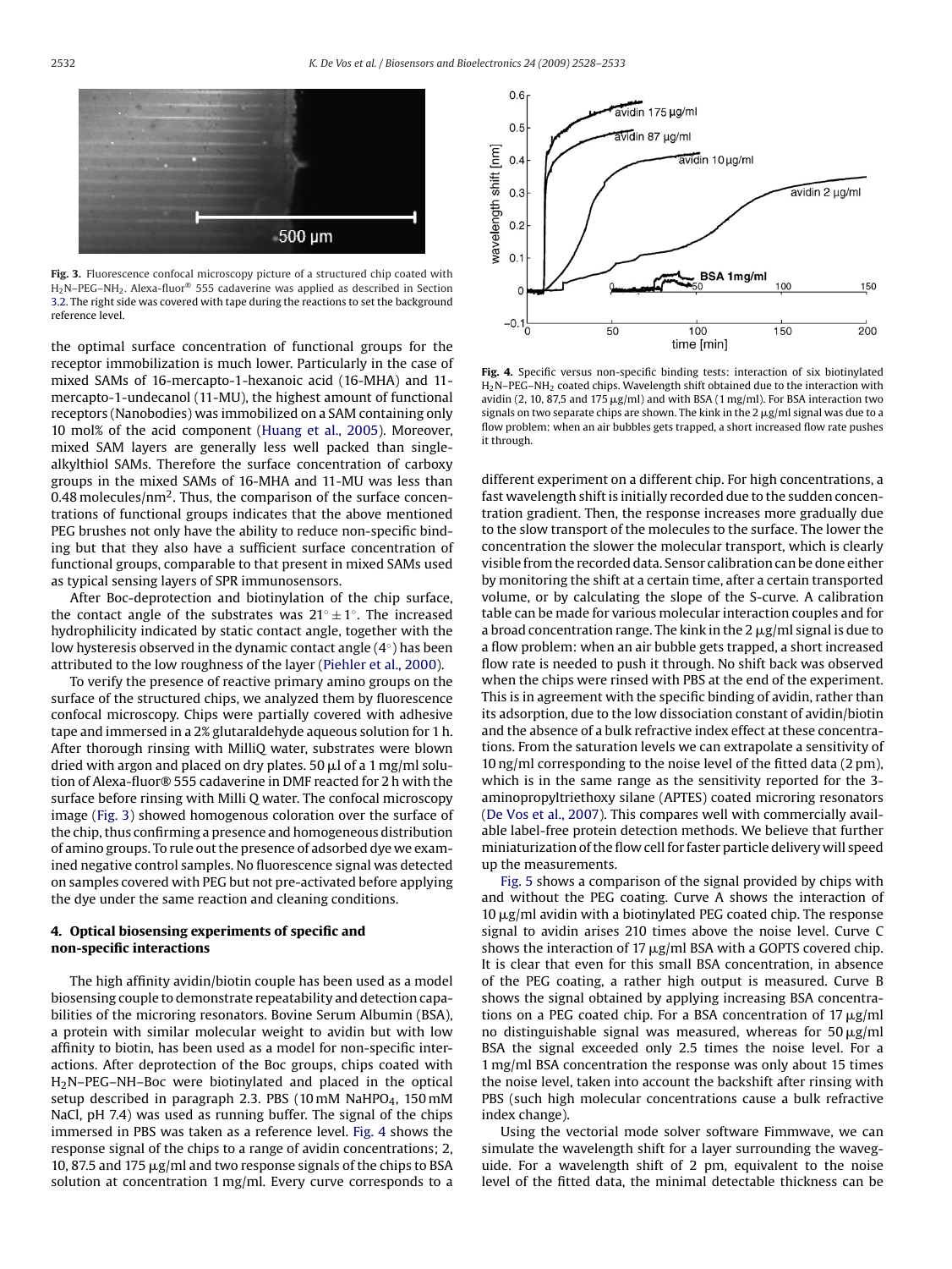**Fig. 3.** Fluorescence confocal microscopy picture of a structured chip coated with $H_2N$–PEG–$NH_2$. Alexa-fluor® 555 cadaverine was applied as described in Section 3.2. The right side was covered with tape during the reactions to set the background reference level.

the optimal surface concentration of functional groups for the receptor immobilization is much lower. Particularly in the case of mixed SAMs of 16-mercapto-1-hexanoic acid (16-MHA) and 11-mercapto-1-undecanol (11-MU), the highest amount of functional receptors (Nanobodies) was immobilized on a SAM containing only 10 mol% of the acid component (Huang et al., 2005). Moreover, mixed SAM layers are generally less well packed than single-alkylthiol SAMs. Therefore the surface concentration of carboxy groups in the mixed SAMs of 16-MHA and 11-MU was less than 0.48 molecules/nm$^2$. Thus, the comparison of the surface concentrations of functional groups indicates that the above mentioned PEG brushes not only have the ability to reduce non-specific binding but that they also have a sufficient surface concentration of functional groups, comparable to that present in mixed SAMs used as typical sensing layers of SPR immunosensors.

After Boc-deprotection and biotinylation of the chip surface, the contact angle of the substrates was $21^\circ \pm 1^\circ$. The increased hydrophilicity indicated by static contact angle, together with the low hysteresis observed in the dynamic contact angle ($4^\circ$) has been attributed to the low roughness of the layer (Piehler et al., 2000).

To verify the presence of reactive primary amino groups on the surface of the structured chips, we analyzed them by fluorescence confocal microscopy. Chips were partially covered with adhesive tape and immersed in a 2% glutaraldehyde aqueous solution for 1 h. After thorough rinsing with MilliQ water, substrates were blown dried with argon and placed on dry plates. 50 μl of a 1 mg/ml solution of Alexa-fluor® 555 cadaverine in DMF reacted for 2 h with the surface before rinsing with Milli Q water. The confocal microscopy image (Fig. 3) showed homogenous coloration over the surface of the chip, thus confirming a presence and homogeneous distribution of amino groups. To rule out the presence of adsorbed dye we examined negative control samples. No fluorescence signal was detected on samples covered with PEG but not pre-activated before applying the dye under the same reaction and cleaning conditions.

## 4. Optical biosensing experiments of specific and non-specific interactions

The high affinity avidin/biotin couple has been used as a model biosensing couple to demonstrate repeatability and detection capabilities of the microring resonators. Bovine Serum Albumin (BSA), a protein with similar molecular weight to avidin but with low affinity to biotin, has been used as a model for non-specific interactions. After deprotection of the Boc groups, chips coated with $H_2N$–PEG–NH–Boc were biotinylated and placed in the optical setup described in paragraph 2.3. PBS (10 mM $NaHPO_4$, 150 mM NaCl, pH 7.4) was used as running buffer. The signal of the chips immersed in PBS was taken as a reference level. Fig. 4 shows the response signal of the chips to a range of avidin concentrations; 2, 10, 87.5 and 175 μg/ml and two response signals of the chips to BSA solution at concentration 1 mg/ml. Every curve corresponds to a different experiment on a different chip. For high concentrations, a fast wavelength shift is initially recorded due to the sudden concentration gradient. Then, the response increases more gradually due to the slow transport of the molecules to the surface. The lower the concentration the slower the molecular transport, which is clearly visible from the recorded data. Sensor calibration can be done either by monitoring the shift at a certain time, after a certain transported volume, or by calculating the slope of the S-curve. A calibration table can be made for various molecular interaction couples and for a broad concentration range. The kink in the 2 μg/ml signal is due to a flow problem: when an air bubble gets trapped, a short increased flow rate is needed to push it through. No shift back was observed when the chips were rinsed with PBS at the end of the experiment. This is in agreement with the specific binding of avidin, rather than its adsorption, due to the low dissociation constant of avidin/biotin and the absence of a bulk refractive index effect at these concentrations. From the saturation levels we can extrapolate a sensitivity of 10 ng/ml corresponding to the noise level of the fitted data (2 pm), which is in the same range as the sensitivity reported for the 3-aminopropyltriethoxy silane (APTES) coated microring resonators (De Vos et al., 2007). This compares well with commercially available label-free protein detection methods. We believe that further miniaturization of the flow cell for faster particle delivery will speed up the measurements.

**Fig. 4.** Specific versus non-specific binding tests: interaction of six biotinylated $H_2N$–PEG–$NH_2$ coated chips. Wavelength shift obtained due to the interaction with avidin (2, 10, 87,5 and 175 μg/ml) and with BSA (1 mg/ml). For BSA interaction two signals on two separate chips are shown. The kink in the 2 μg/ml signal was due to a flow problem: when an air bubbles gets trapped, a short increased flow rate pushes it through.

Fig. 5 shows a comparison of the signal provided by chips with and without the PEG coating. Curve A shows the interaction of 10 μg/ml avidin with a biotinylated PEG coated chip. The response signal to avidin arises 210 times above the noise level. Curve C shows the interaction of 17 μg/ml BSA with a GOPTS covered chip. It is clear that even for this small BSA concentration, in absence of the PEG coating, a rather high output is measured. Curve B shows the signal obtained by applying increasing BSA concentrations on a PEG coated chip. For a BSA concentration of 17 μg/ml no distinguishable signal was measured, whereas for 50 μg/ml BSA the signal exceeded only 2.5 times the noise level. For a 1 mg/ml BSA concentration the response was only about 15 times the noise level, taken into account the backshift after rinsing with PBS (such high molecular concentrations cause a bulk refractive index change).

Using the vectorial mode solver software Fimmwave, we can simulate the wavelength shift for a layer surrounding the waveguide. For a wavelength shift of 2 pm, equivalent to the noise level of the fitted data, the minimal detectable thickness can be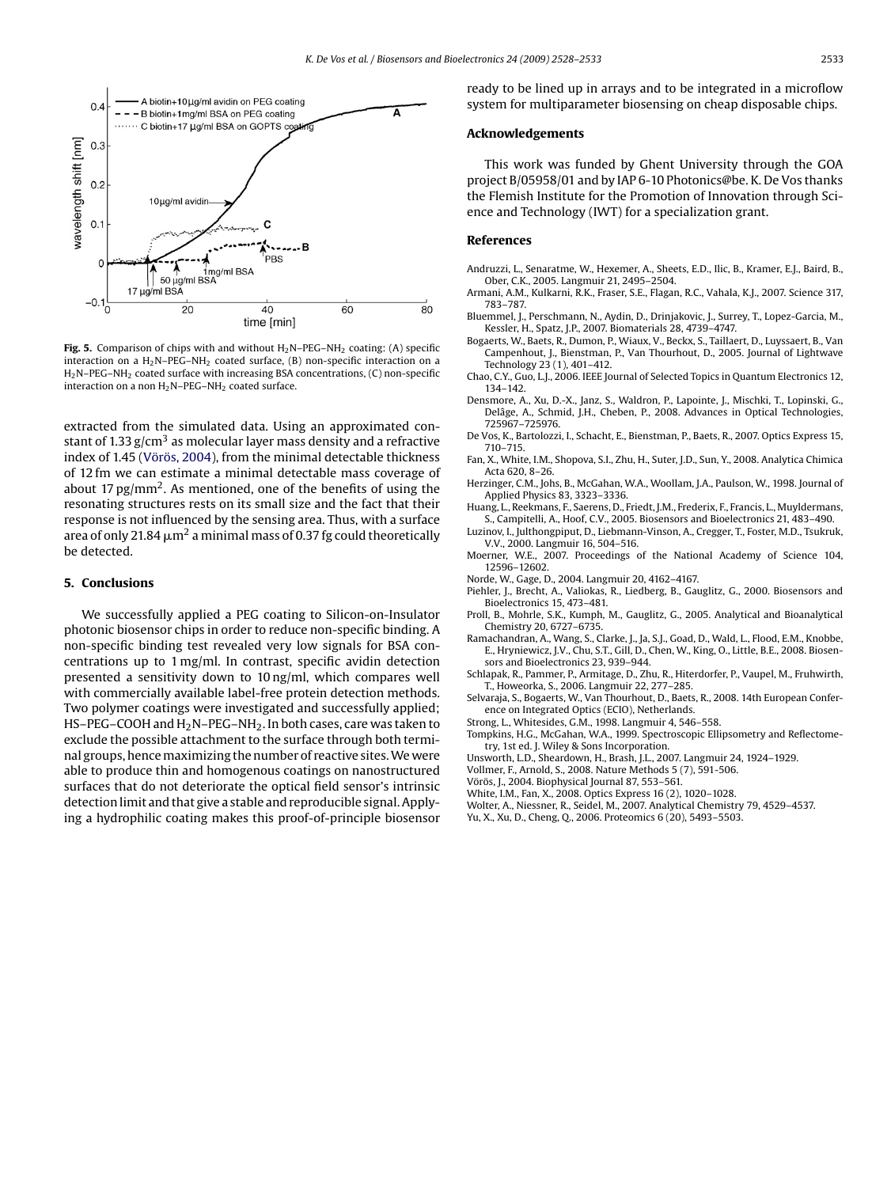A biotin+10 μg/ml avidin on PEG coating
B biotin+1mg/ml BSA on PEG coating
C biotin+17 μg/ml BSA on GOPTS coating

wavelength shift [nm]

0.4
0.3
0.2
0.1
0
−0.1

time [min]

0 20 40 60 80

10μg/ml avidin

A
B
C

PBS
1mg/ml BSA
50 μg/ml BSA
17 μg/ml BSA

**Fig. 5.** Comparison of chips with and without $H_2N$–PEG–$NH_2$ coating: (A) specific interaction on a $H_2N$–PEG–$NH_2$ coated surface, (B) non-specific interaction on a $H_2N$–PEG–$NH_2$ coated surface with increasing BSA concentrations, (C) non-specific interaction on a non $H_2N$–PEG–$NH_2$ coated surface.

extracted from the simulated data. Using an approximated constant of 1.33 g/cm$^3$ as molecular layer mass density and a refractive index of 1.45 (Vörös, 2004), from the minimal detectable thickness of 12 fm we can estimate a minimal detectable mass coverage of about 17 pg/mm$^2$. As mentioned, one of the benefits of using the resonating structures rests on its small size and the fact that their response is not influenced by the sensing area. Thus, with a surface area of only 21.84 μm$^2$ a minimal mass of 0.37 fg could theoretically be detected.

## 5. Conclusions

We successfully applied a PEG coating to Silicon-on-Insulator photonic biosensor chips in order to reduce non-specific binding. A non-specific binding test revealed very low signals for BSA concentrations up to 1 mg/ml. In contrast, specific avidin detection presented a sensitivity down to 10 ng/ml, which compares well with commercially available label-free protein detection methods. Two polymer coatings were investigated and successfully applied; HS–PEG–COOH and $H_2N$–PEG–$NH_2$. In both cases, care was taken to exclude the possible attachment to the surface through both terminal groups, hence maximizing the number of reactive sites. We were able to produce thin and homogenous coatings on nanostructured surfaces that do not deteriorate the optical field sensor's intrinsic detection limit and that give a stable and reproducible signal. Applying a hydrophilic coating makes this proof-of-principle biosensor ready to be lined up in arrays and to be integrated in a microflow system for multiparameter biosensing on cheap disposable chips.

## Acknowledgements

This work was funded by Ghent University through the GOA project B/05958/01 and by IAP 6-10 Photonics@be. K. De Vos thanks the Flemish Institute for the Promotion of Innovation through Science and Technology (IWT) for a specialization grant.

## References

Andruzzi, L., Senaratme, W., Hexemer, A., Sheets, E.D., Ilic, B., Kramer, E.J., Baird, B., Ober, C.K., 2005. Langmuir 21, 2495–2504.

Armani, A.M., Kulkarni, R.K., Fraser, S.E., Flagan, R.C., Vahala, K.J., 2007. Science 317, 783–787.

Bluemmel, J., Perschmann, N., Aydin, D., Drinjakovic, J., Surrey, T., Lopez-Garcia, M., Kessler, H., Spatz, J.P., 2007. Biomaterials 28, 4739–4747.

Bogaerts, W., Baets, R., Dumon, P., Wiaux, V., Beckx, S., Taillaert, D., Luyssaert, B., Van Campenhout, J., Bienstman, P., Van Thourhout, D., 2005. Journal of Lightwave Technology 23 (1), 401–412.

Chao, C.Y., Guo, L.J., 2006. IEEE Journal of Selected Topics in Quantum Electronics 12, 134–142.

Densmore, A., Xu, D.-X., Janz, S., Waldron, P., Lapointe, J., Mischki, T., Lopinski, G., Delâge, A., Schmid, J.H., Cheben, P., 2008. Advances in Optical Technologies, 725967–725976.

De Vos, K., Bartolozzi, I., Schacht, E., Bienstman, P., Baets, R., 2007. Optics Express 15, 710–715.

Fan, X., White, I.M., Shopova, S.I., Zhu, H., Suter, J.D., Sun, Y., 2008. Analytica Chimica Acta 620, 8–26.

Herzinger, C.M., Johs, B., McGahan, W.A., Woollam, J.A., Paulson, W., 1998. Journal of Applied Physics 83, 3323–3336.

Huang, L., Reekmans, F., Saerens, D., Friedt, J.M., Frederix, F., Francis, L., Muyldermans, S., Campitelli, A., Hoof, C.V., 2005. Biosensors and Bioelectronics 21, 483–490.

Luzinov, I., Julthongpiput, D., Liebmann-Vinson, A., Cregger, T., Foster, M.D., Tsukruk, V.V., 2000. Langmuir 16, 504–516.

Moerner, W.E., 2007. Proceedings of the National Academy of Science 104, 12596–12602.

Norde, W., Gage, D., 2004. Langmuir 20, 4162–4167.

Piehler, J., Brecht, A., Valiokas, R., Liedberg, B., Gauglitz, G., 2000. Biosensors and Bioelectronics 15, 473–481.

Proll, B., Mohrle, S.K., Kumph, M., Gauglitz, G., 2005. Analytical and Bioanalytical Chemistry 20, 6727–6735.

Ramachandran, A., Wang, S., Clarke, J., Ja, S.J., Goad, D., Wald, L., Flood, E.M., Knobbe, E., Hryniewicz, J.V., Chu, S.T., Gill, D., Chen, W., King, O., Little, B.E., 2008. Biosensors and Bioelectronics 23, 939–944.

Schlapak, R., Pammer, P., Armitage, D., Zhu, R., Hiterdorfer, P., Vaupel, M., Fruhwirth, T., Howeorka, S., 2006. Langmuir 22, 277–285.

Selvaraja, S., Bogaerts, W., Van Thourhout, D., Baets, R., 2008. 14th European Conference on Integrated Optics (ECIO), Netherlands.

Strong, L., Whitesides, G.M., 1998. Langmuir 4, 546–558.

Tompkins, H.G., McGahan, W.A., 1999. Spectroscopic Ellipsometry and Reflectometry, 1st ed. J. Wiley & Sons Incorporation.

Unsworth, L.D., Sheardown, H., Brash, J.L., 2007. Langmuir 24, 1924–1929.

Vollmer, F., Arnold, S., 2008. Nature Methods 5 (7), 591-506.

Vörös, J., 2004. Biophysical Journal 87, 553–561.

White, I.M., Fan, X., 2008. Optics Express 16 (2), 1020–1028.

Wolter, A., Niessner, R., Seidel, M., 2007. Analytical Chemistry 79, 4529–4537.

Yu, X., Xu, D., Cheng, Q., 2006. Proteomics 6 (20), 5493–5503.